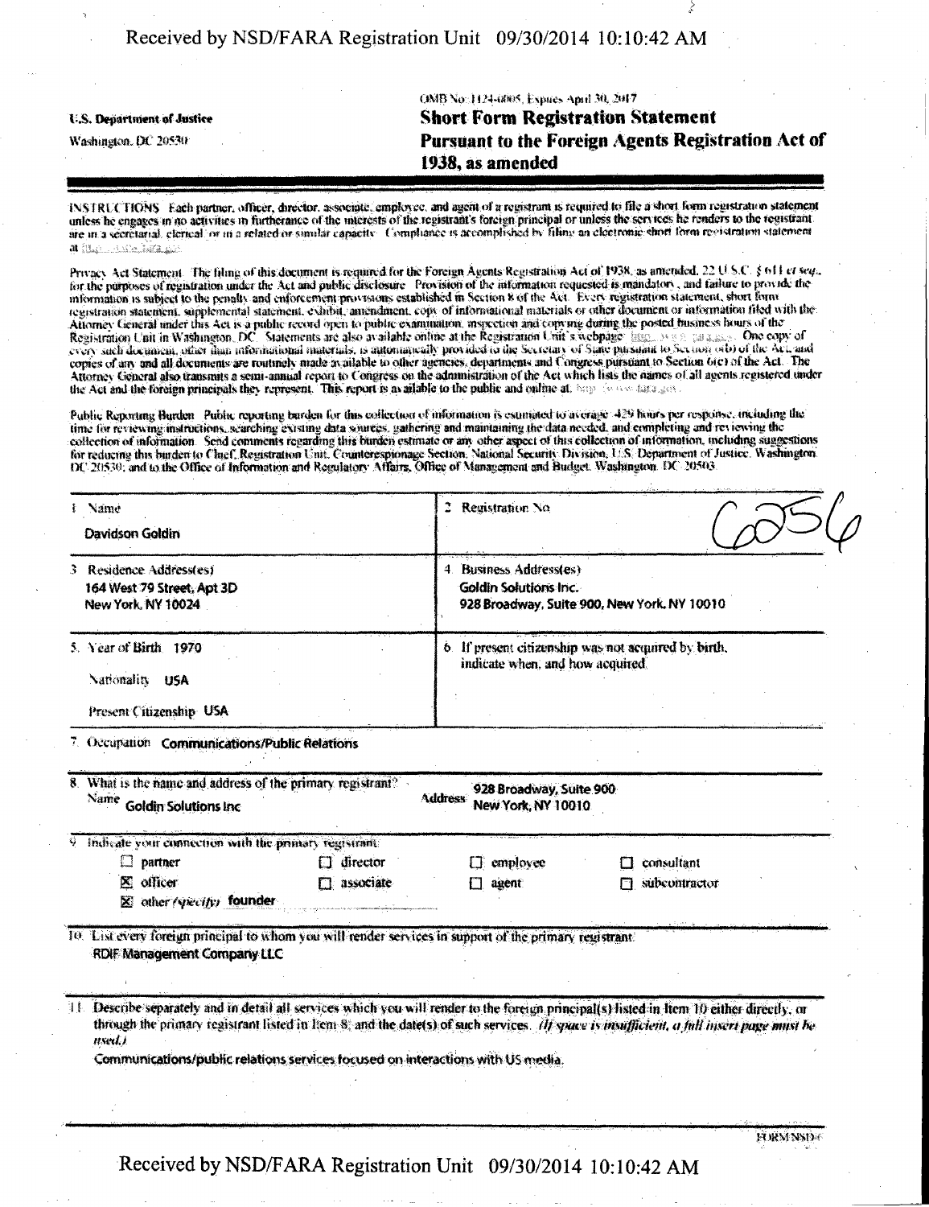U.S. Department of Justice

Washington, DC 20530

OMB No. 1124-0005; Expires April 30, 2017

# Short Form Registration Statement Pursuant to the Foreign Agents Registration Act of 1938, as amended

INSTRUCTIONS. Each partner, officer, director, associate, employee, and agent of a registrant is required to file a short form registration statement unless he engages in no activities in furtherance of the interests of the registrant's foreign principal or unless the services he renders to the registrant are in a secretarial, clerical, or in a related or similar capacity. Compliance is accomplished by filing an electronic short form registration statement at http://www.fara.gov.

Privacy Act Statement. The filing of this document is required for the Foreign Agents Registration Act of 1938, as amended, 22 U.S.C. § 611 et seq., for the purposes of registration under the Act and public disclosure. Provision of the information requested is mandatory, and failure to provide the information is subject to the penalty and enforcement provisions established in Section 8 of the Act. Every registration statement, short form registration statement, supplemental statement, exhibit, amendment, copy of informational materials or other document or information filed with the Attorney General under this Act is a public record open to public examination, inspection and copying during the posted business hours of the Registration Unit in Washington, DC. Statements are also available online at the Registration Unit's webpage: http://www.fara.gov. One copy of every such document, other than informational materials, is automatically provided to the Secretary of State pursuant to Section 6(b) of the Act, and copies of any and all documents are routinely made available to other agencies, departments and Congress pursuant to Section 6(c) of the Act. The Attorney General also transmits a semi-annual report to Congress on the administration of the Act which lists the names of all agents registered under the Act and the foreign principals they represent. This report is available to the public and online at: http://www.fara.gov.

Public Reporting Burden. Public reporting burden for this collection of information is estimated to average .429 hours per response, including the time for reviewing instructions, searching existing data sources, gathering and maintaining the data needed, and completing and reviewing the collection of information. Send comments regarding this burden estimate or any other aspect of this collection of information, including suggestions for reducing this burden to Chief, Registration Unit, Counterespionage Section, National Security Division, U.S. Department of Justice, Washington, DC 20530; and to the Office of Information and Regulatory Affairs, Office of Management and Budget, Washington, DC 20503.

| | |
|---|---|
| 1. Name<br>Davidson Goldin | 2. Registration No.<br>6256 |
| 3. Residence Address(es)<br>164 West 79 Street, Apt 3D<br>New York, NY 10024 | 4. Business Address(es)<br>Goldin Solutions Inc.<br>928 Broadway, Suite 900, New York, NY 10010 |
| 5. Year of Birth 1970<br>Nationality USA<br>Present Citizenship USA | 6. If present citizenship was not acquired by birth, indicate when, and how acquired. |

7. Occupation Communications/Public Relations

8. What is the name and address of the primary registrant?
Name Goldin Solutions Inc
Address 928 Broadway, Suite 900 New York, NY 10010

9. Indicate your connection with the primary registrant:

- ☐ partner
- ☐ director
- ☐ employee
- ☐ consultant
- ☒ officer
- ☐ associate
- ☐ agent
- ☐ subcontractor
- ☒ other *(specify)* founder

10. List every foreign principal to whom you will render services in support of the primary registrant:

RDIF Management Company LLC

11. Describe separately and in detail all services which you will render to the foreign principal(s) listed in Item 10 either directly, or through the primary registrant listed in Item 8, and the date(s) of such services. *(If space is insufficient, a full insert page must be used.)*

Communications/public relations services focused on interactions with US media.

FORM NSD-6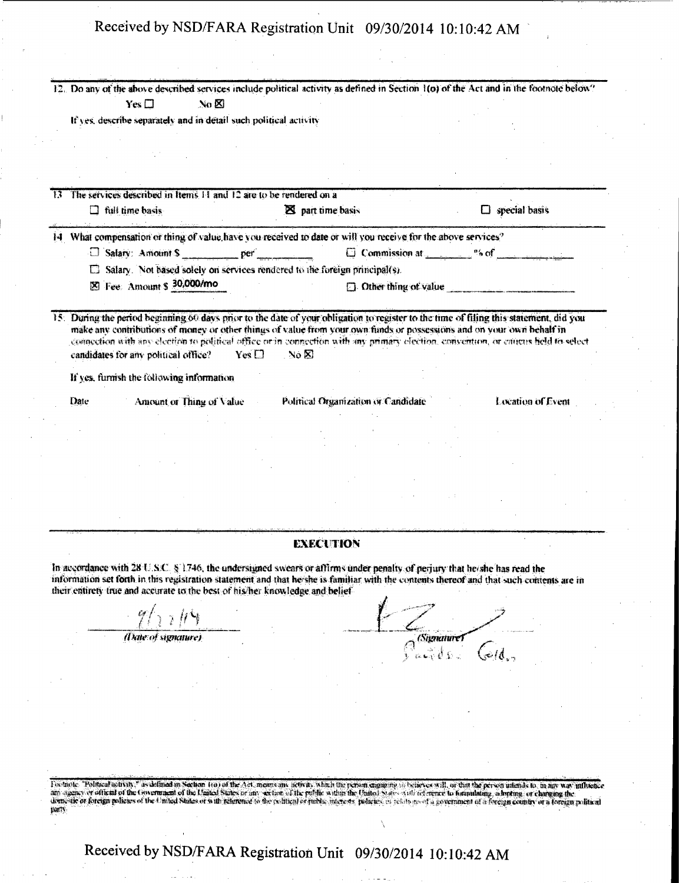12. Do any of the above described services include political activity as defined in Section 1(o) of the Act and in the footnote below?

Yes ☐ No ☒

If yes, describe separately and in detail such political activity

13. The services described in Items 11 and 12 are to be rendered on a

☐ full time basis ☒ part time basis ☐ special basis

14. What compensation or thing of value have you received to date or will you receive for the above services?

☐ Salary: Amount $ ________ per ________ ☐ Commission at ________ % of ____________

☐ Salary. Not based solely on services rendered to the foreign principal(s).

☒ Fee: Amount $ 30,000/mo ☐ Other thing of value ____________

15. During the period beginning 60 days prior to the date of your obligation to register to the time of filing this statement, did you make any contributions of money or other things of value from your own funds or possessions and on your own behalf in connection with any election to political office or in connection with any primary election, convention, or caucus held to select candidates for any political office? Yes ☐ No ☒

If yes, furnish the following information

| Date | Amount or Thing of Value | Political Organization or Candidate | Location of Event |
| --- | --- | --- | --- |

## EXECUTION

In accordance with 28 U.S.C. § 1746, the undersigned swears or affirms under penalty of perjury that he/she has read the information set forth in this registration statement and that he/she is familiar with the contents thereof and that such contents are in their entirety true and accurate to the best of his/her knowledge and belief.

9/22/14
*(Date of signature)*

*(Signature)*

Footnote: "Political activity," as defined in Section 1(o) of the Act, means any activity which the person engaging in believes will, or that the person intends to, in any way influence any agency or official of the Government of the United States or any section of the public within the United States with reference to formulating, adopting, or changing the domestic or foreign policies of the United States or with reference to the political or public interests, policies, or relations of a government of a foreign country or a foreign political party.